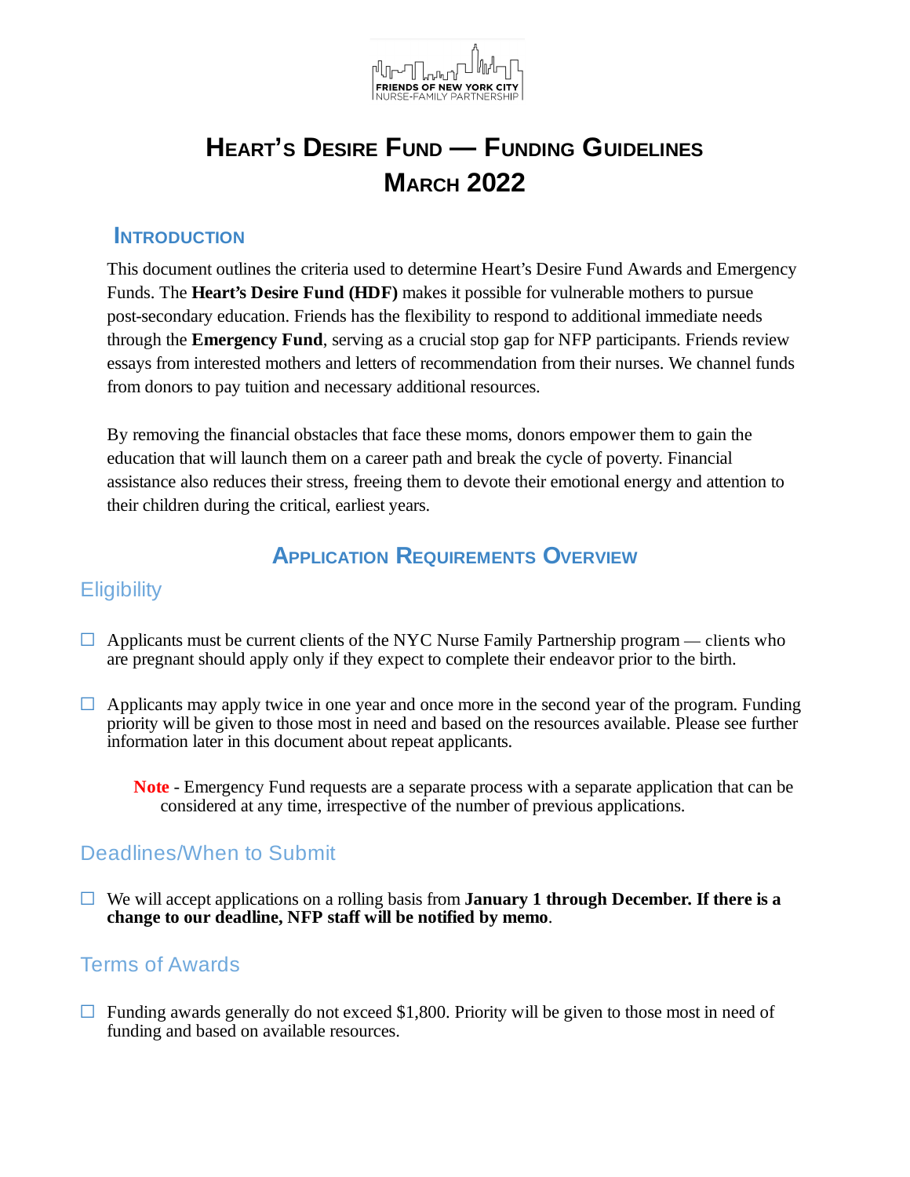# Heart's Desire Fund — Funding Guidelines
# March 2022

## Introduction

This document outlines the criteria used to determine Heart's Desire Fund Awards and Emergency Funds. The **Heart's Desire Fund (HDF)** makes it possible for vulnerable mothers to pursue post-secondary education. Friends has the flexibility to respond to additional immediate needs through the **Emergency Fund**, serving as a crucial stop gap for NFP participants. Friends review essays from interested mothers and letters of recommendation from their nurses. We channel funds from donors to pay tuition and necessary additional resources.

By removing the financial obstacles that face these moms, donors empower them to gain the education that will launch them on a career path and break the cycle of poverty. Financial assistance also reduces their stress, freeing them to devote their emotional energy and attention to their children during the critical, earliest years.

## Application Requirements Overview

### Eligibility

- ☐ Applicants must be current clients of the NYC Nurse Family Partnership program — clients who are pregnant should apply only if they expect to complete their endeavor prior to the birth.

- ☐ Applicants may apply twice in one year and once more in the second year of the program. Funding priority will be given to those most in need and based on the resources available. Please see further information later in this document about repeat applicants.

  **Note** - Emergency Fund requests are a separate process with a separate application that can be considered at any time, irrespective of the number of previous applications.

### Deadlines/When to Submit

- ☐ We will accept applications on a rolling basis from **January 1 through December. If there is a change to our deadline, NFP staff will be notified by memo**.

### Terms of Awards

- ☐ Funding awards generally do not exceed $1,800. Priority will be given to those most in need of funding and based on available resources.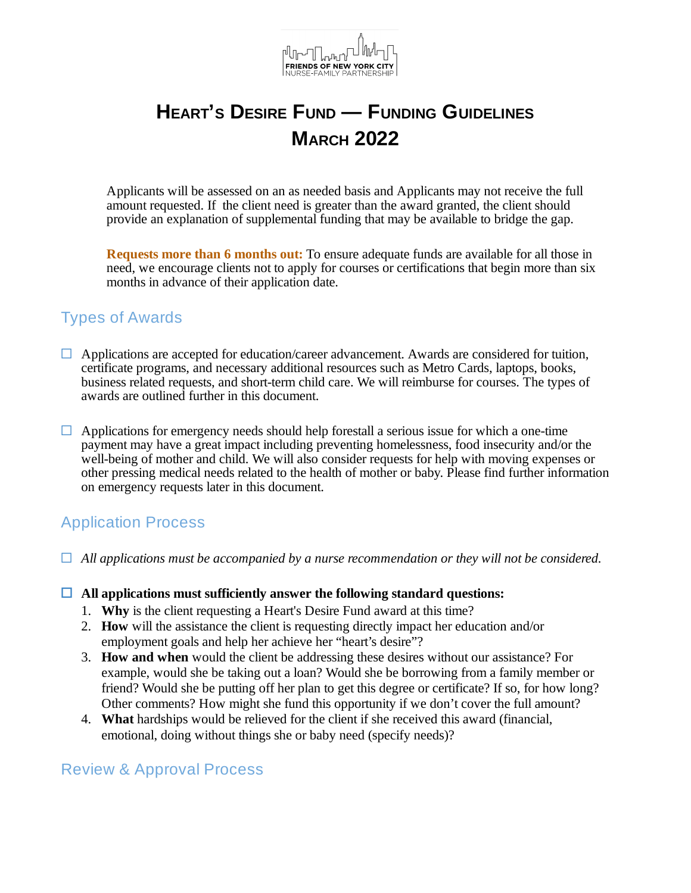# Heart's Desire Fund — Funding Guidelines
# March 2022

Applicants will be assessed on an as needed basis and Applicants may not receive the full amount requested. If the client need is greater than the award granted, the client should provide an explanation of supplemental funding that may be available to bridge the gap.

**Requests more than 6 months out:** To ensure adequate funds are available for all those in need, we encourage clients not to apply for courses or certifications that begin more than six months in advance of their application date.

## Types of Awards

- ☐ Applications are accepted for education/career advancement. Awards are considered for tuition, certificate programs, and necessary additional resources such as Metro Cards, laptops, books, business related requests, and short-term child care. We will reimburse for courses. The types of awards are outlined further in this document.

- ☐ Applications for emergency needs should help forestall a serious issue for which a one-time payment may have a great impact including preventing homelessness, food insecurity and/or the well-being of mother and child. We will also consider requests for help with moving expenses or other pressing medical needs related to the health of mother or baby. Please find further information on emergency requests later in this document.

## Application Process

- ☐ *All applications must be accompanied by a nurse recommendation or they will not be considered.*

- ☐ **All applications must sufficiently answer the following standard questions:**
  1. **Why** is the client requesting a Heart's Desire Fund award at this time?
  2. **How** will the assistance the client is requesting directly impact her education and/or employment goals and help her achieve her "heart's desire"?
  3. **How and when** would the client be addressing these desires without our assistance? For example, would she be taking out a loan? Would she be borrowing from a family member or friend? Would she be putting off her plan to get this degree or certificate? If so, for how long? Other comments? How might she fund this opportunity if we don't cover the full amount?
  4. **What** hardships would be relieved for the client if she received this award (financial, emotional, doing without things she or baby need (specify needs)?

## Review & Approval Process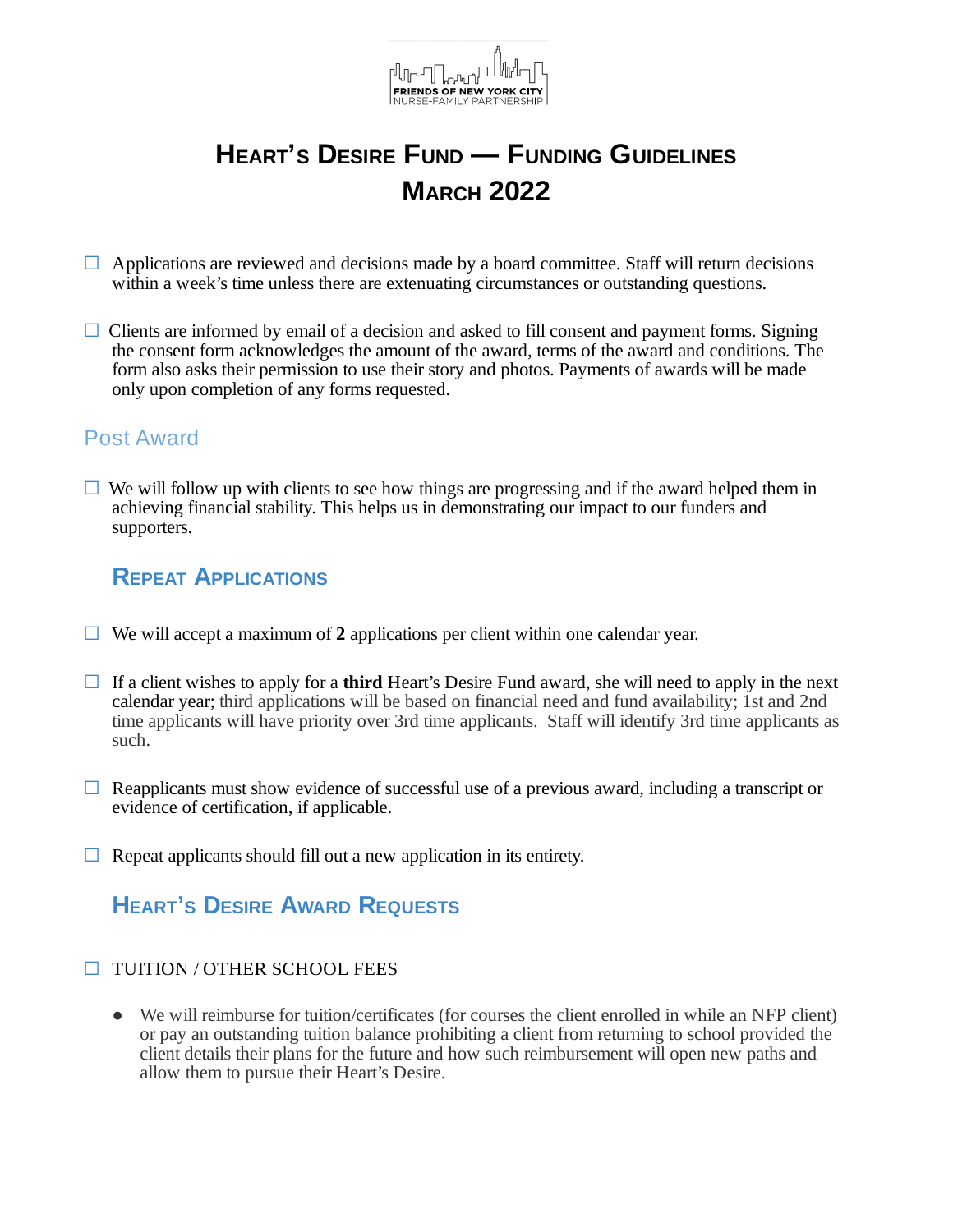# Heart's Desire Fund — Funding Guidelines March 2022

- ☐ Applications are reviewed and decisions made by a board committee. Staff will return decisions within a week's time unless there are extenuating circumstances or outstanding questions.

- ☐ Clients are informed by email of a decision and asked to fill consent and payment forms. Signing the consent form acknowledges the amount of the award, terms of the award and conditions. The form also asks their permission to use their story and photos. Payments of awards will be made only upon completion of any forms requested.

## Post Award

- ☐ We will follow up with clients to see how things are progressing and if the award helped them in achieving financial stability. This helps us in demonstrating our impact to our funders and supporters.

## Repeat Applications

- ☐ We will accept a maximum of **2** applications per client within one calendar year.

- ☐ If a client wishes to apply for a **third** Heart's Desire Fund award, she will need to apply in the next calendar year; third applications will be based on financial need and fund availability; 1st and 2nd time applicants will have priority over 3rd time applicants. Staff will identify 3rd time applicants as such.

- ☐ Reapplicants must show evidence of successful use of a previous award, including a transcript or evidence of certification, if applicable.

- ☐ Repeat applicants should fill out a new application in its entirety.

## Heart's Desire Award Requests

- ☐ TUITION / OTHER SCHOOL FEES
  - We will reimburse for tuition/certificates (for courses the client enrolled in while an NFP client) or pay an outstanding tuition balance prohibiting a client from returning to school provided the client details their plans for the future and how such reimbursement will open new paths and allow them to pursue their Heart's Desire.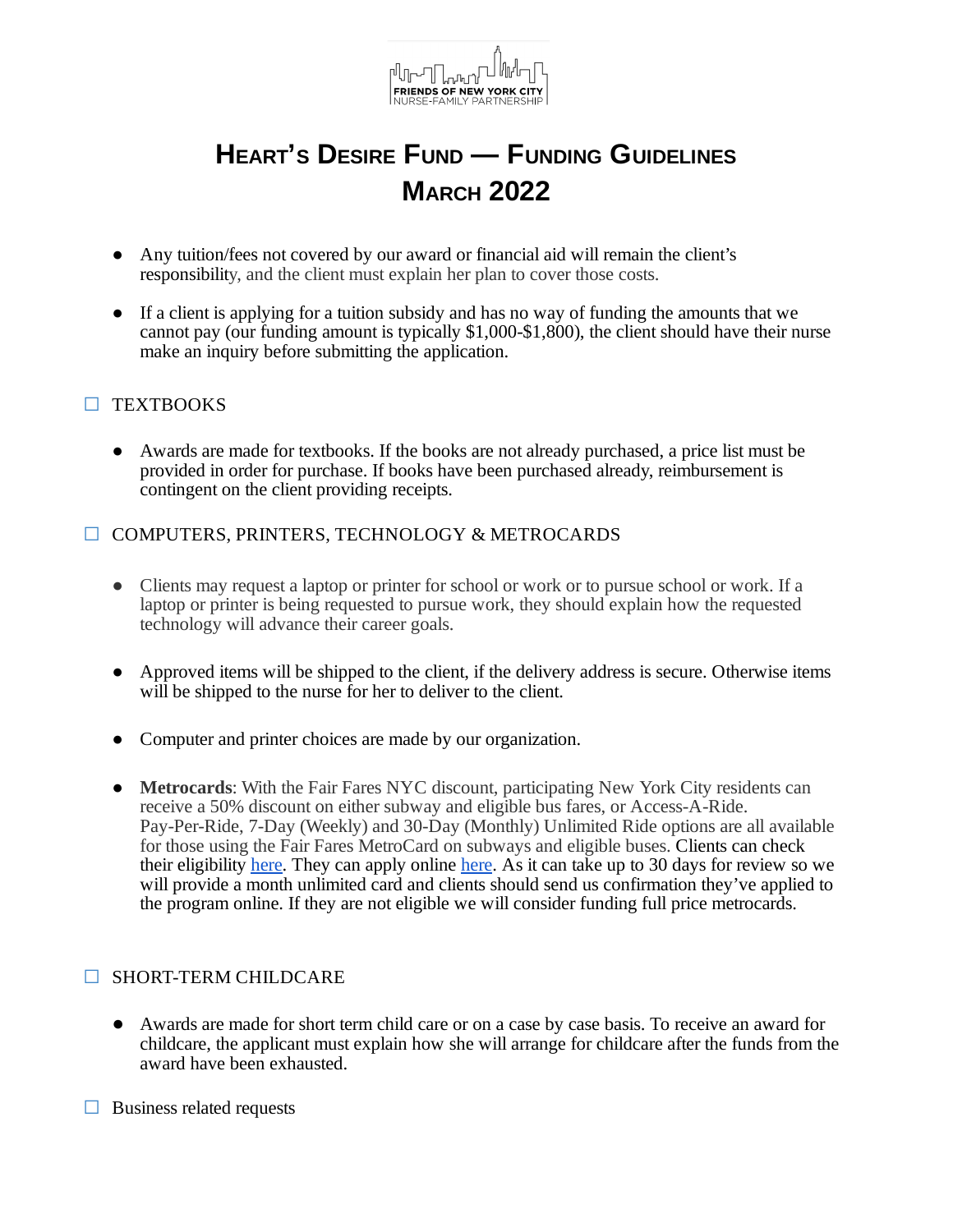# Heart's Desire Fund — Funding Guidelines
# March 2022

- Any tuition/fees not covered by our award or financial aid will remain the client's responsibility, and the client must explain her plan to cover those costs.

- If a client is applying for a tuition subsidy and has no way of funding the amounts that we cannot pay (our funding amount is typically $1,000-$1,800), the client should have their nurse make an inquiry before submitting the application.

☐ TEXTBOOKS

- Awards are made for textbooks. If the books are not already purchased, a price list must be provided in order for purchase. If books have been purchased already, reimbursement is contingent on the client providing receipts.

☐ COMPUTERS, PRINTERS, TECHNOLOGY & METROCARDS

- Clients may request a laptop or printer for school or work or to pursue school or work. If a laptop or printer is being requested to pursue work, they should explain how the requested technology will advance their career goals.

- Approved items will be shipped to the client, if the delivery address is secure. Otherwise items will be shipped to the nurse for her to deliver to the client.

- Computer and printer choices are made by our organization.

- **Metrocards**: With the Fair Fares NYC discount, participating New York City residents can receive a 50% discount on either subway and eligible bus fares, or Access-A-Ride. Pay-Per-Ride, 7-Day (Weekly) and 30-Day (Monthly) Unlimited Ride options are all available for those using the Fair Fares MetroCard on subways and eligible buses. Clients can check their eligibility here. They can apply online here. As it can take up to 30 days for review so we will provide a month unlimited card and clients should send us confirmation they've applied to the program online. If they are not eligible we will consider funding full price metrocards.

☐ SHORT-TERM CHILDCARE

- Awards are made for short term child care or on a case by case basis. To receive an award for childcare, the applicant must explain how she will arrange for childcare after the funds from the award have been exhausted.

☐ Business related requests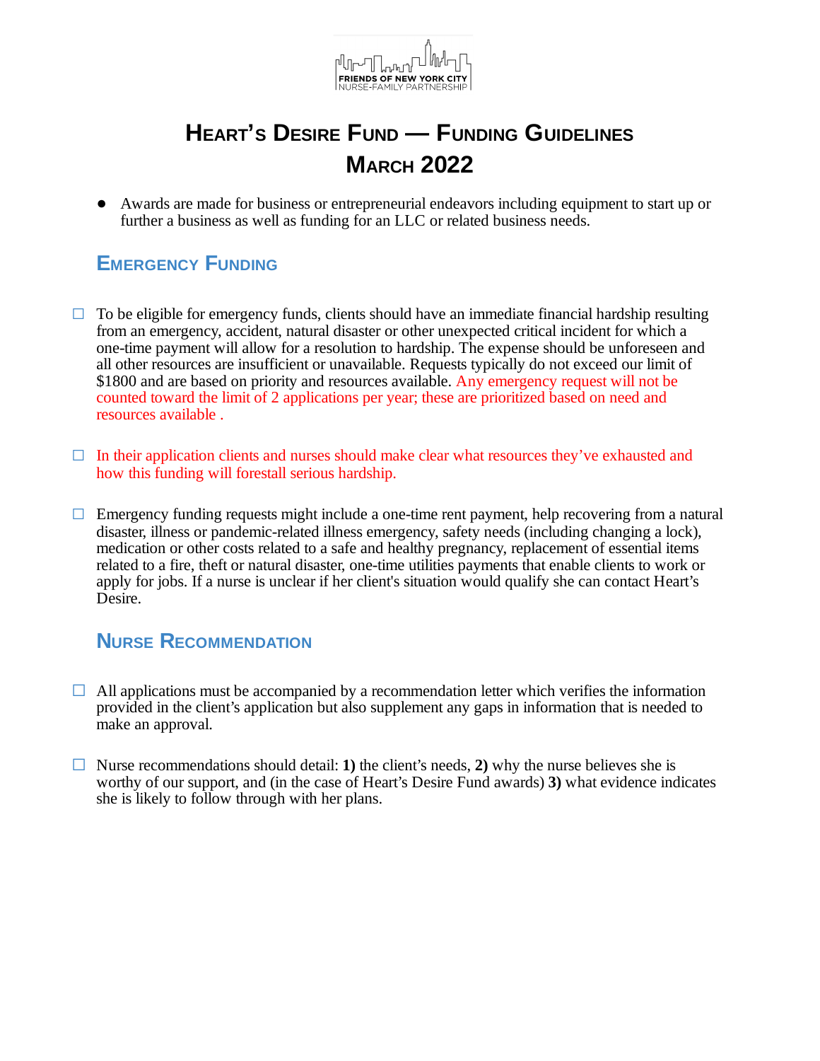FRIENDS OF NEW YORK CITY
NURSE-FAMILY PARTNERSHIP

# Heart's Desire Fund — Funding Guidelines March 2022

- Awards are made for business or entrepreneurial endeavors including equipment to start up or further a business as well as funding for an LLC or related business needs.

## Emergency Funding

- ☐ To be eligible for emergency funds, clients should have an immediate financial hardship resulting from an emergency, accident, natural disaster or other unexpected critical incident for which a one-time payment will allow for a resolution to hardship. The expense should be unforeseen and all other resources are insufficient or unavailable. Requests typically do not exceed our limit of $1800 and are based on priority and resources available. Any emergency request will not be counted toward the limit of 2 applications per year; these are prioritized based on need and resources available .

- ☐ In their application clients and nurses should make clear what resources they've exhausted and how this funding will forestall serious hardship.

- ☐ Emergency funding requests might include a one-time rent payment, help recovering from a natural disaster, illness or pandemic-related illness emergency, safety needs (including changing a lock), medication or other costs related to a safe and healthy pregnancy, replacement of essential items related to a fire, theft or natural disaster, one-time utilities payments that enable clients to work or apply for jobs. If a nurse is unclear if her client's situation would qualify she can contact Heart's Desire.

## Nurse Recommendation

- ☐ All applications must be accompanied by a recommendation letter which verifies the information provided in the client's application but also supplement any gaps in information that is needed to make an approval.

- ☐ Nurse recommendations should detail: **1)** the client's needs, **2)** why the nurse believes she is worthy of our support, and (in the case of Heart's Desire Fund awards) **3)** what evidence indicates she is likely to follow through with her plans.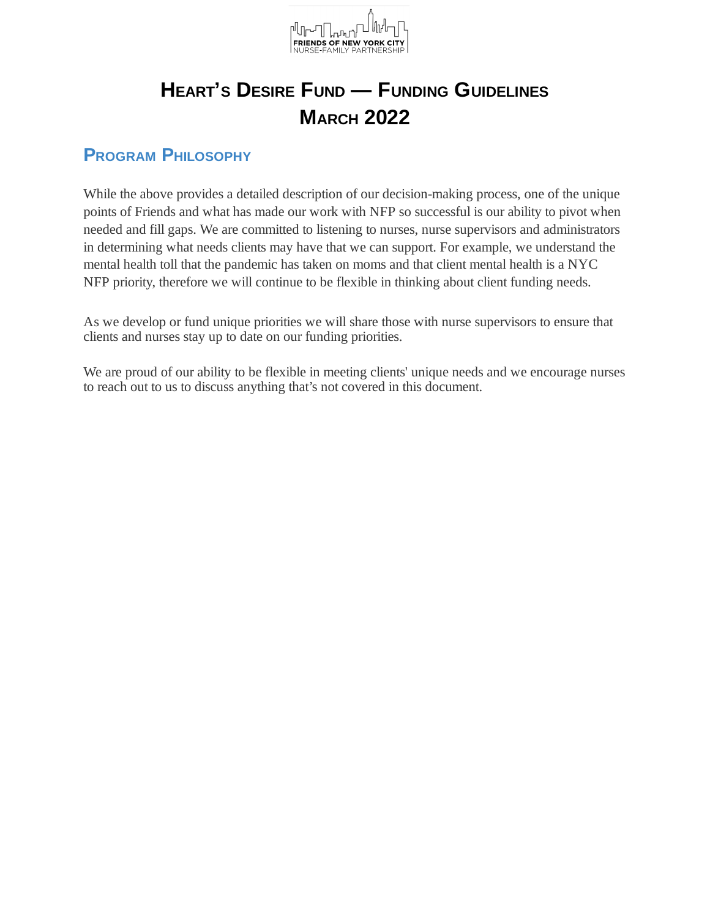# Heart's Desire Fund — Funding Guidelines
# March 2022

## Program Philosophy

While the above provides a detailed description of our decision-making process, one of the unique points of Friends and what has made our work with NFP so successful is our ability to pivot when needed and fill gaps. We are committed to listening to nurses, nurse supervisors and administrators in determining what needs clients may have that we can support. For example, we understand the mental health toll that the pandemic has taken on moms and that client mental health is a NYC NFP priority, therefore we will continue to be flexible in thinking about client funding needs.

As we develop or fund unique priorities we will share those with nurse supervisors to ensure that clients and nurses stay up to date on our funding priorities.

We are proud of our ability to be flexible in meeting clients' unique needs and we encourage nurses to reach out to us to discuss anything that's not covered in this document.